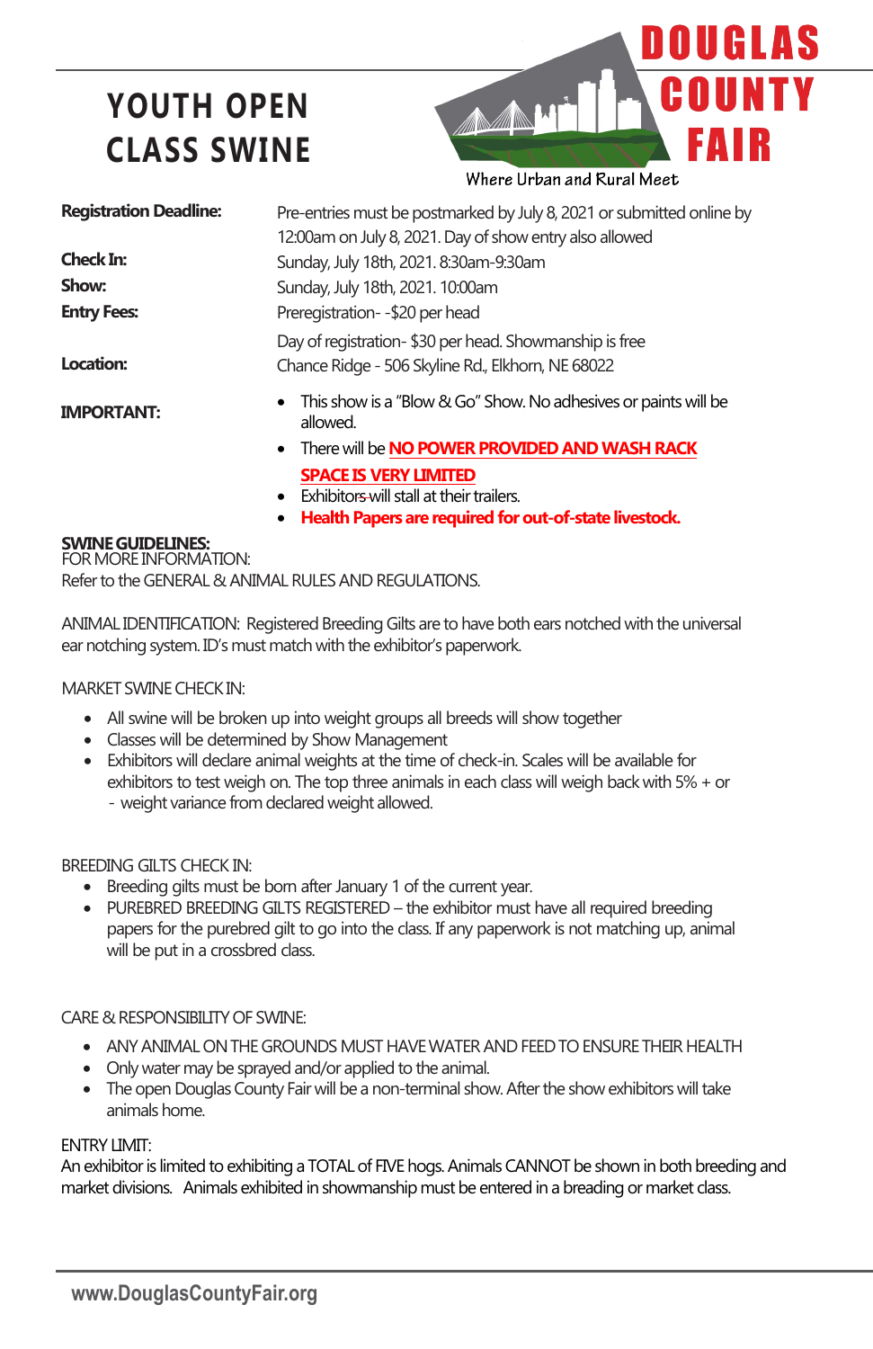# YOUTH OPEN CLASS SWINE

DOUGLAS COUNTY FAIR

Where Urban and Rural Meet

| | |
|---|---|
| **Registration Deadline:** | Pre-entries must be postmarked by July 8, 2021 or submitted online by 12:00am on July 8, 2021. Day of show entry also allowed |
| **Check In:** | Sunday, July 18th, 2021. 8:30am-9:30am |
| **Show:** | Sunday, July 18th, 2021. 10:00am |
| **Entry Fees:** | Preregistration- -$20 per head<br>Day of registration- $30 per head. Showmanship is free |
| **Location:** | Chance Ridge - 506 Skyline Rd., Elkhorn, NE 68022 |

**IMPORTANT:**

- This show is a "Blow & Go" Show. No adhesives or paints will be allowed.
- There will be **NO POWER PROVIDED AND WASH RACK SPACE IS VERY LIMITED**
- Exhibitors will stall at their trailers.
- **Health Papers are required for out-of-state livestock.**

**SWINE GUIDELINES:**

FOR MORE INFORMATION:

Refer to the GENERAL & ANIMAL RULES AND REGULATIONS.

ANIMAL IDENTIFICATION: Registered Breeding Gilts are to have both ears notched with the universal ear notching system. ID's must match with the exhibitor's paperwork.

MARKET SWINE CHECK IN:

- All swine will be broken up into weight groups all breeds will show together
- Classes will be determined by Show Management
- Exhibitors will declare animal weights at the time of check-in. Scales will be available for exhibitors to test weigh on. The top three animals in each class will weigh back with 5% + or - weight variance from declared weight allowed.

BREEDING GILTS CHECK IN:

- Breeding gilts must be born after January 1 of the current year.
- PUREBRED BREEDING GILTS REGISTERED – the exhibitor must have all required breeding papers for the purebred gilt to go into the class. If any paperwork is not matching up, animal will be put in a crossbred class.

CARE & RESPONSIBILITY OF SWINE:

- ANY ANIMAL ON THE GROUNDS MUST HAVE WATER AND FEED TO ENSURE THEIR HEALTH
- Only water may be sprayed and/or applied to the animal.
- The open Douglas County Fair will be a non-terminal show. After the show exhibitors will take animals home.

ENTRY LIMIT:

An exhibitor is limited to exhibiting a TOTAL of FIVE hogs. Animals CANNOT be shown in both breeding and market divisions. Animals exhibited in showmanship must be entered in a breading or market class.

www.DouglasCountyFair.org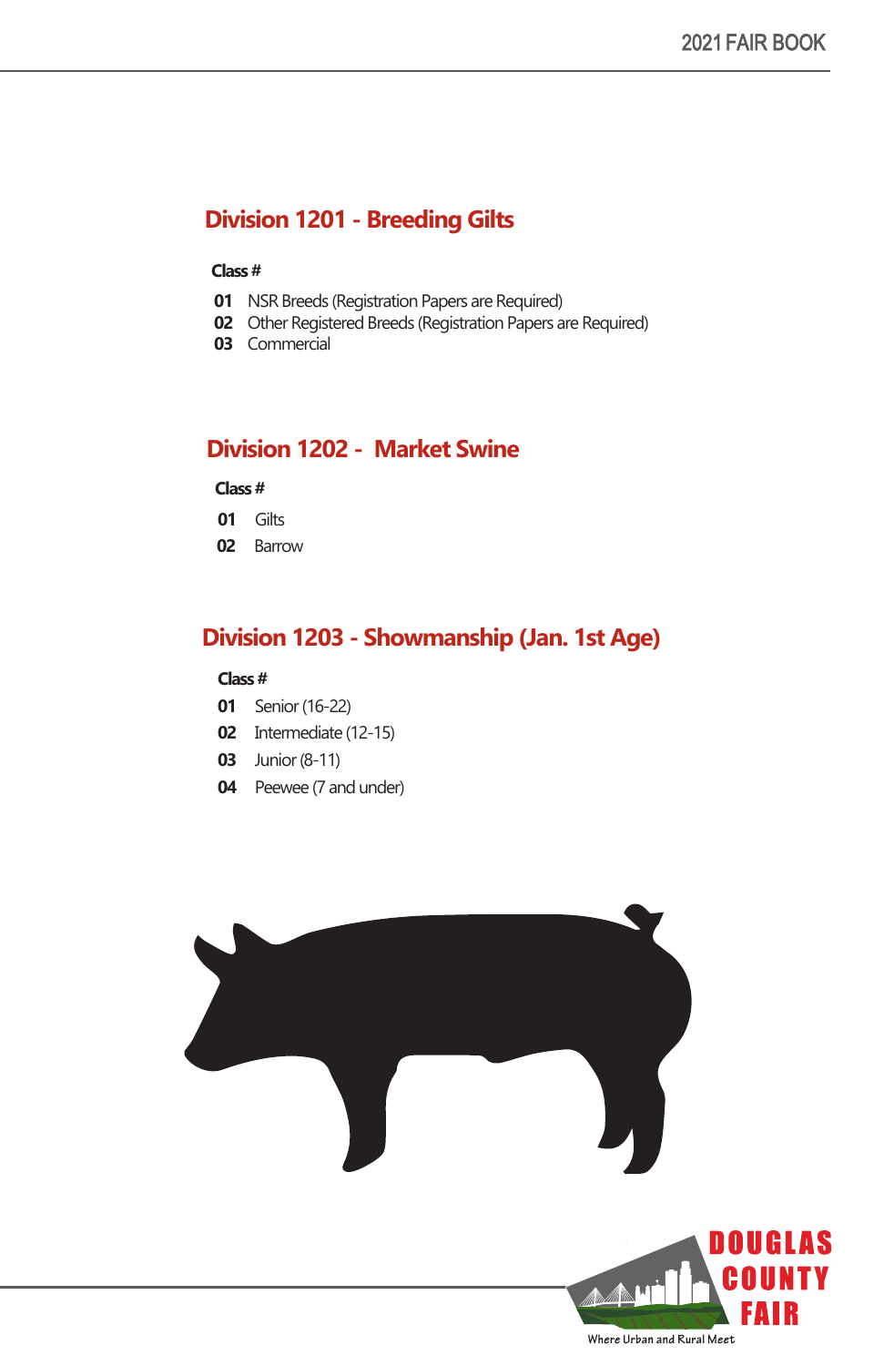## Division 1201 - Breeding Gilts

**Class #**

**01** NSR Breeds (Registration Papers are Required)
**02** Other Registered Breeds (Registration Papers are Required)
**03** Commercial

## Division 1202 - Market Swine

**Class #**

**01** Gilts
**02** Barrow

## Division 1203 - Showmanship (Jan. 1st Age)

**Class #**

**01** Senior (16-22)
**02** Intermediate (12-15)
**03** Junior (8-11)
**04** Peewee (7 and under)